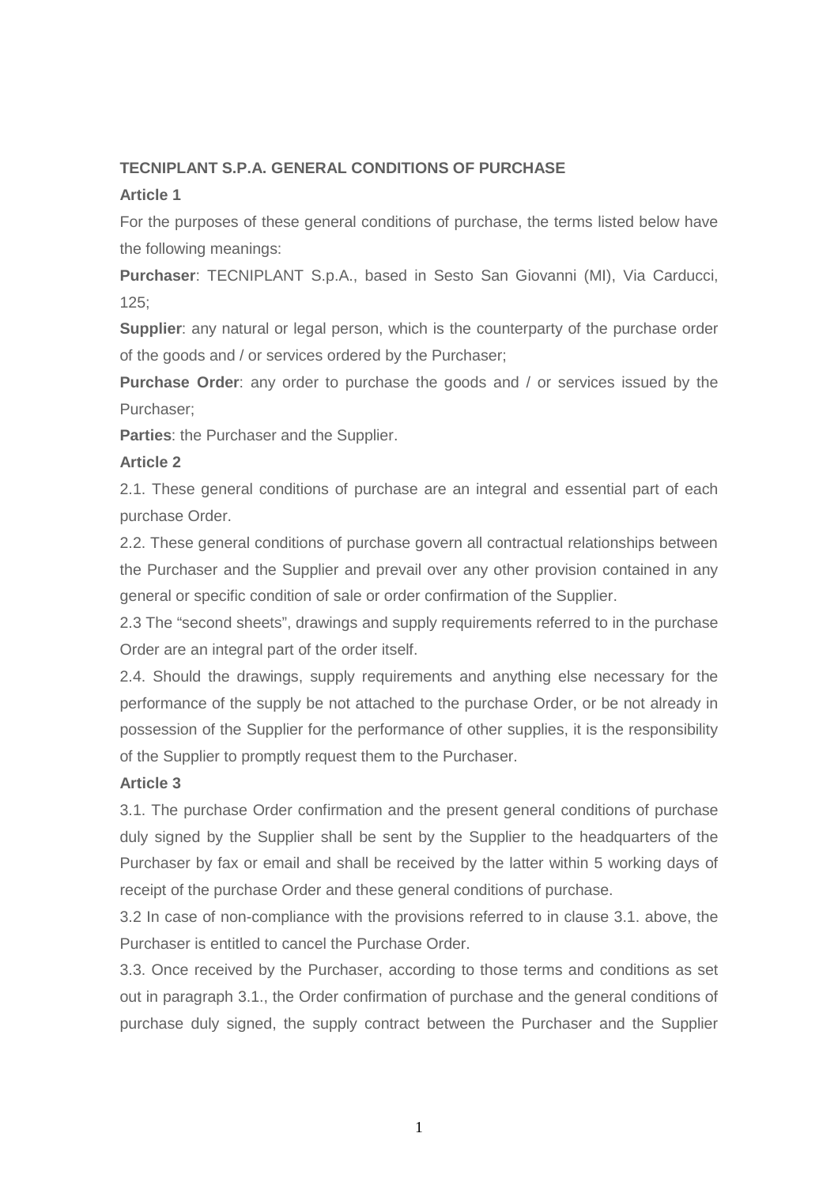**TECNIPLANT S.P.A. GENERAL CONDITIONS OF PURCHASE**

**Article 1**

For the purposes of these general conditions of purchase, the terms listed below have the following meanings:

**Purchaser**: TECNIPLANT S.p.A., based in Sesto San Giovanni (MI), Via Carducci, 125;

**Supplier**: any natural or legal person, which is the counterparty of the purchase order of the goods and / or services ordered by the Purchaser;

**Purchase Order**: any order to purchase the goods and / or services issued by the Purchaser;

**Parties**: the Purchaser and the Supplier.

**Article 2**

2.1. These general conditions of purchase are an integral and essential part of each purchase Order.

2.2. These general conditions of purchase govern all contractual relationships between the Purchaser and the Supplier and prevail over any other provision contained in any general or specific condition of sale or order confirmation of the Supplier.

2.3 The "second sheets", drawings and supply requirements referred to in the purchase Order are an integral part of the order itself.

2.4. Should the drawings, supply requirements and anything else necessary for the performance of the supply be not attached to the purchase Order, or be not already in possession of the Supplier for the performance of other supplies, it is the responsibility of the Supplier to promptly request them to the Purchaser.

**Article 3**

3.1. The purchase Order confirmation and the present general conditions of purchase duly signed by the Supplier shall be sent by the Supplier to the headquarters of the Purchaser by fax or email and shall be received by the latter within 5 working days of receipt of the purchase Order and these general conditions of purchase.

3.2 In case of non-compliance with the provisions referred to in clause 3.1. above, the Purchaser is entitled to cancel the Purchase Order.

3.3. Once received by the Purchaser, according to those terms and conditions as set out in paragraph 3.1., the Order confirmation of purchase and the general conditions of purchase duly signed, the supply contract between the Purchaser and the Supplier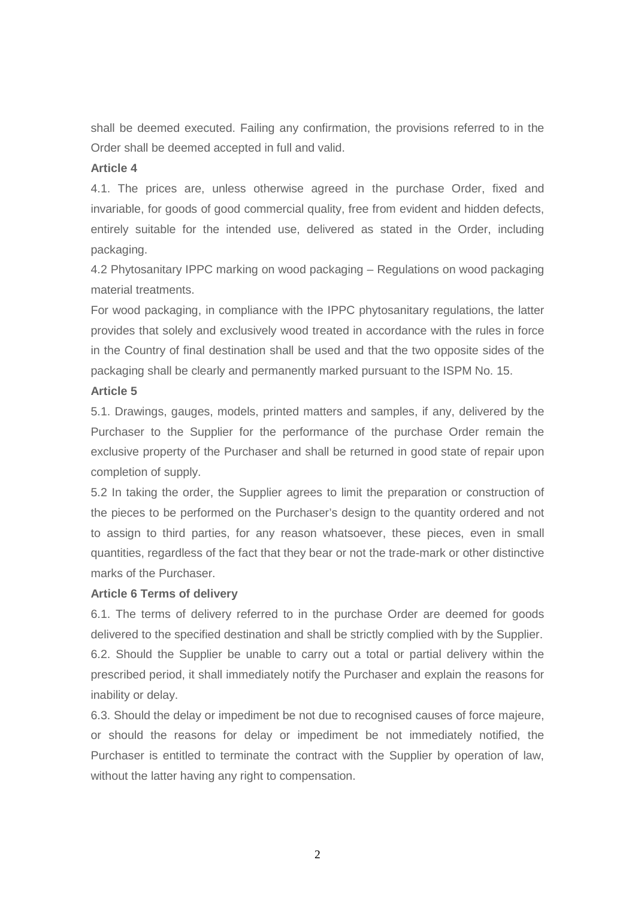shall be deemed executed. Failing any confirmation, the provisions referred to in the Order shall be deemed accepted in full and valid.

**Article 4**

4.1. The prices are, unless otherwise agreed in the purchase Order, fixed and invariable, for goods of good commercial quality, free from evident and hidden defects, entirely suitable for the intended use, delivered as stated in the Order, including packaging.

4.2 Phytosanitary IPPC marking on wood packaging – Regulations on wood packaging material treatments.

For wood packaging, in compliance with the IPPC phytosanitary regulations, the latter provides that solely and exclusively wood treated in accordance with the rules in force in the Country of final destination shall be used and that the two opposite sides of the packaging shall be clearly and permanently marked pursuant to the ISPM No. 15.

**Article 5**

5.1. Drawings, gauges, models, printed matters and samples, if any, delivered by the Purchaser to the Supplier for the performance of the purchase Order remain the exclusive property of the Purchaser and shall be returned in good state of repair upon completion of supply.

5.2 In taking the order, the Supplier agrees to limit the preparation or construction of the pieces to be performed on the Purchaser's design to the quantity ordered and not to assign to third parties, for any reason whatsoever, these pieces, even in small quantities, regardless of the fact that they bear or not the trade-mark or other distinctive marks of the Purchaser.

**Article 6 Terms of delivery**

6.1. The terms of delivery referred to in the purchase Order are deemed for goods delivered to the specified destination and shall be strictly complied with by the Supplier.

6.2. Should the Supplier be unable to carry out a total or partial delivery within the prescribed period, it shall immediately notify the Purchaser and explain the reasons for inability or delay.

6.3. Should the delay or impediment be not due to recognised causes of force majeure, or should the reasons for delay or impediment be not immediately notified, the Purchaser is entitled to terminate the contract with the Supplier by operation of law, without the latter having any right to compensation.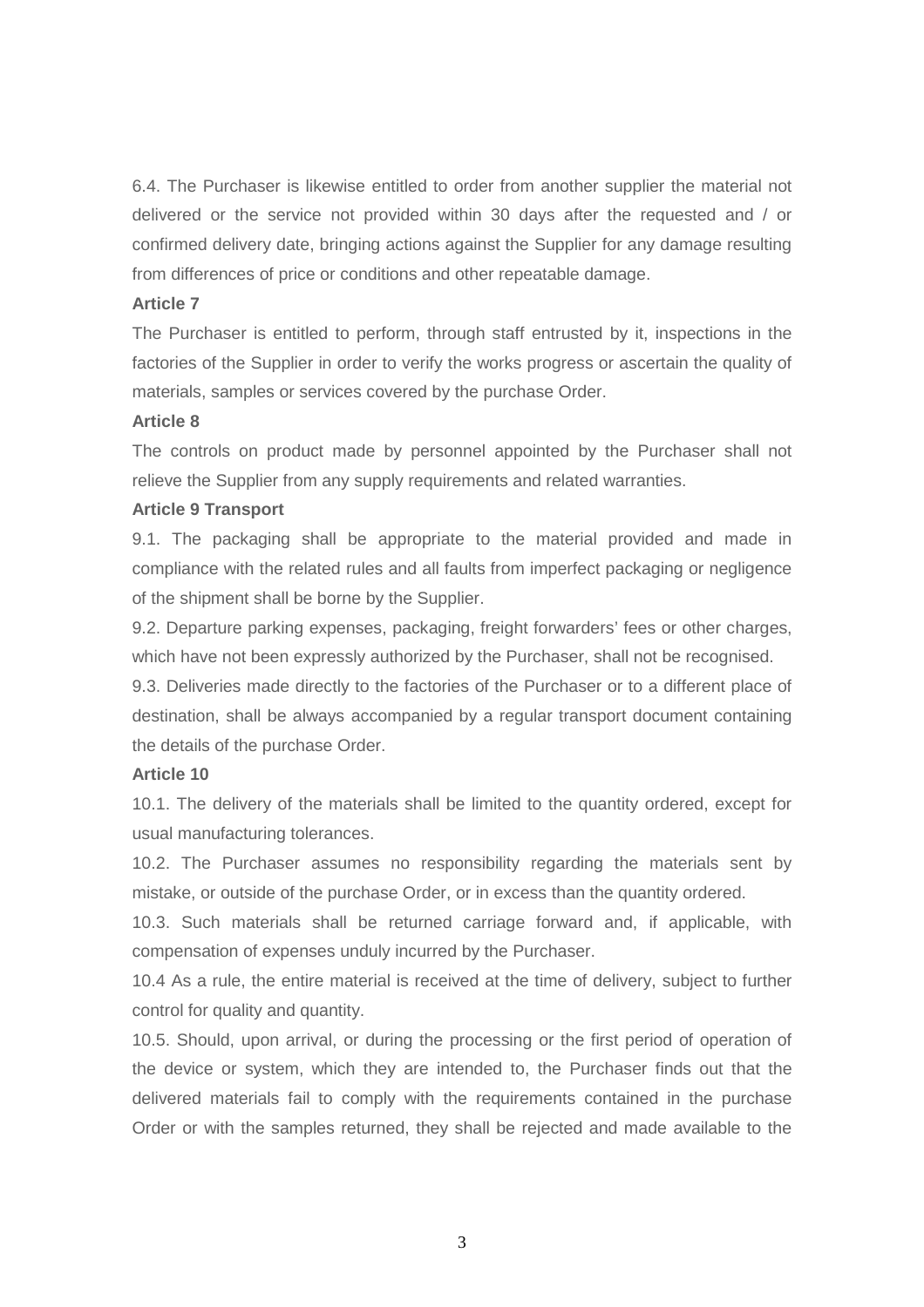6.4. The Purchaser is likewise entitled to order from another supplier the material not delivered or the service not provided within 30 days after the requested and / or confirmed delivery date, bringing actions against the Supplier for any damage resulting from differences of price or conditions and other repeatable damage.

**Article 7**

The Purchaser is entitled to perform, through staff entrusted by it, inspections in the factories of the Supplier in order to verify the works progress or ascertain the quality of materials, samples or services covered by the purchase Order.

**Article 8**

The controls on product made by personnel appointed by the Purchaser shall not relieve the Supplier from any supply requirements and related warranties.

**Article 9 Transport**

9.1. The packaging shall be appropriate to the material provided and made in compliance with the related rules and all faults from imperfect packaging or negligence of the shipment shall be borne by the Supplier.

9.2. Departure parking expenses, packaging, freight forwarders' fees or other charges, which have not been expressly authorized by the Purchaser, shall not be recognised.

9.3. Deliveries made directly to the factories of the Purchaser or to a different place of destination, shall be always accompanied by a regular transport document containing the details of the purchase Order.

**Article 10**

10.1. The delivery of the materials shall be limited to the quantity ordered, except for usual manufacturing tolerances.

10.2. The Purchaser assumes no responsibility regarding the materials sent by mistake, or outside of the purchase Order, or in excess than the quantity ordered.

10.3. Such materials shall be returned carriage forward and, if applicable, with compensation of expenses unduly incurred by the Purchaser.

10.4 As a rule, the entire material is received at the time of delivery, subject to further control for quality and quantity.

10.5. Should, upon arrival, or during the processing or the first period of operation of the device or system, which they are intended to, the Purchaser finds out that the delivered materials fail to comply with the requirements contained in the purchase Order or with the samples returned, they shall be rejected and made available to the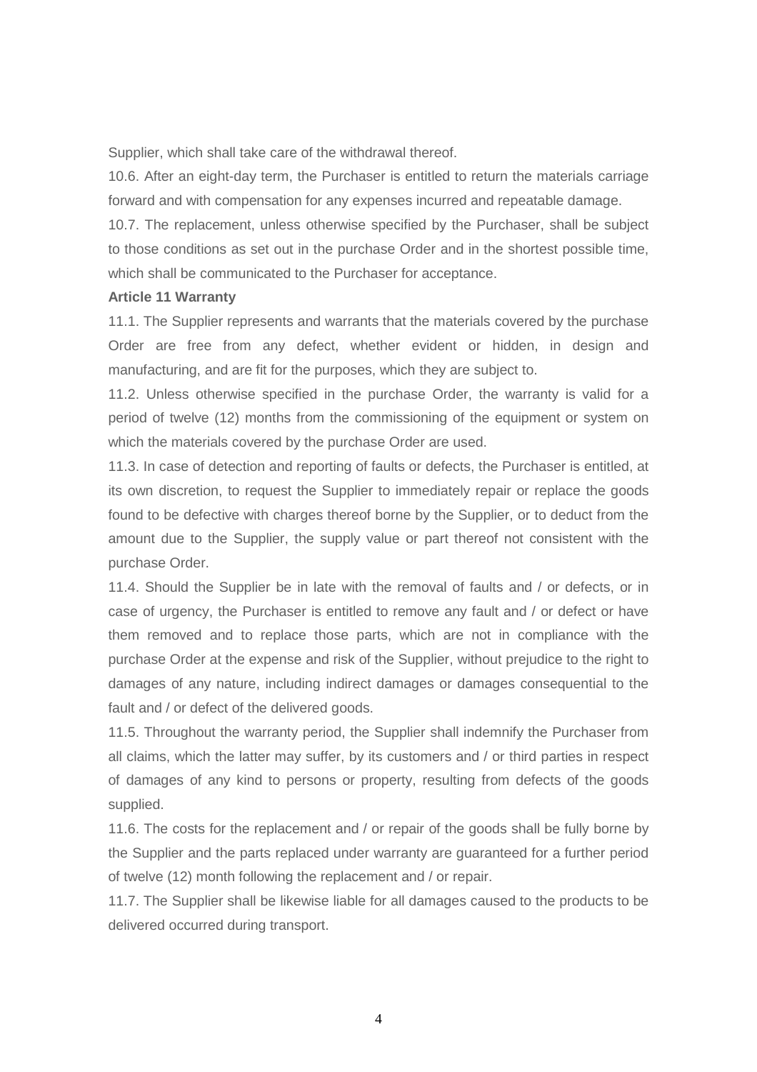Supplier, which shall take care of the withdrawal thereof.

10.6. After an eight-day term, the Purchaser is entitled to return the materials carriage forward and with compensation for any expenses incurred and repeatable damage.

10.7. The replacement, unless otherwise specified by the Purchaser, shall be subject to those conditions as set out in the purchase Order and in the shortest possible time, which shall be communicated to the Purchaser for acceptance.

**Article 11 Warranty**

11.1. The Supplier represents and warrants that the materials covered by the purchase Order are free from any defect, whether evident or hidden, in design and manufacturing, and are fit for the purposes, which they are subject to.

11.2. Unless otherwise specified in the purchase Order, the warranty is valid for a period of twelve (12) months from the commissioning of the equipment or system on which the materials covered by the purchase Order are used.

11.3. In case of detection and reporting of faults or defects, the Purchaser is entitled, at its own discretion, to request the Supplier to immediately repair or replace the goods found to be defective with charges thereof borne by the Supplier, or to deduct from the amount due to the Supplier, the supply value or part thereof not consistent with the purchase Order.

11.4. Should the Supplier be in late with the removal of faults and / or defects, or in case of urgency, the Purchaser is entitled to remove any fault and / or defect or have them removed and to replace those parts, which are not in compliance with the purchase Order at the expense and risk of the Supplier, without prejudice to the right to damages of any nature, including indirect damages or damages consequential to the fault and / or defect of the delivered goods.

11.5. Throughout the warranty period, the Supplier shall indemnify the Purchaser from all claims, which the latter may suffer, by its customers and / or third parties in respect of damages of any kind to persons or property, resulting from defects of the goods supplied.

11.6. The costs for the replacement and / or repair of the goods shall be fully borne by the Supplier and the parts replaced under warranty are guaranteed for a further period of twelve (12) month following the replacement and / or repair.

11.7. The Supplier shall be likewise liable for all damages caused to the products to be delivered occurred during transport.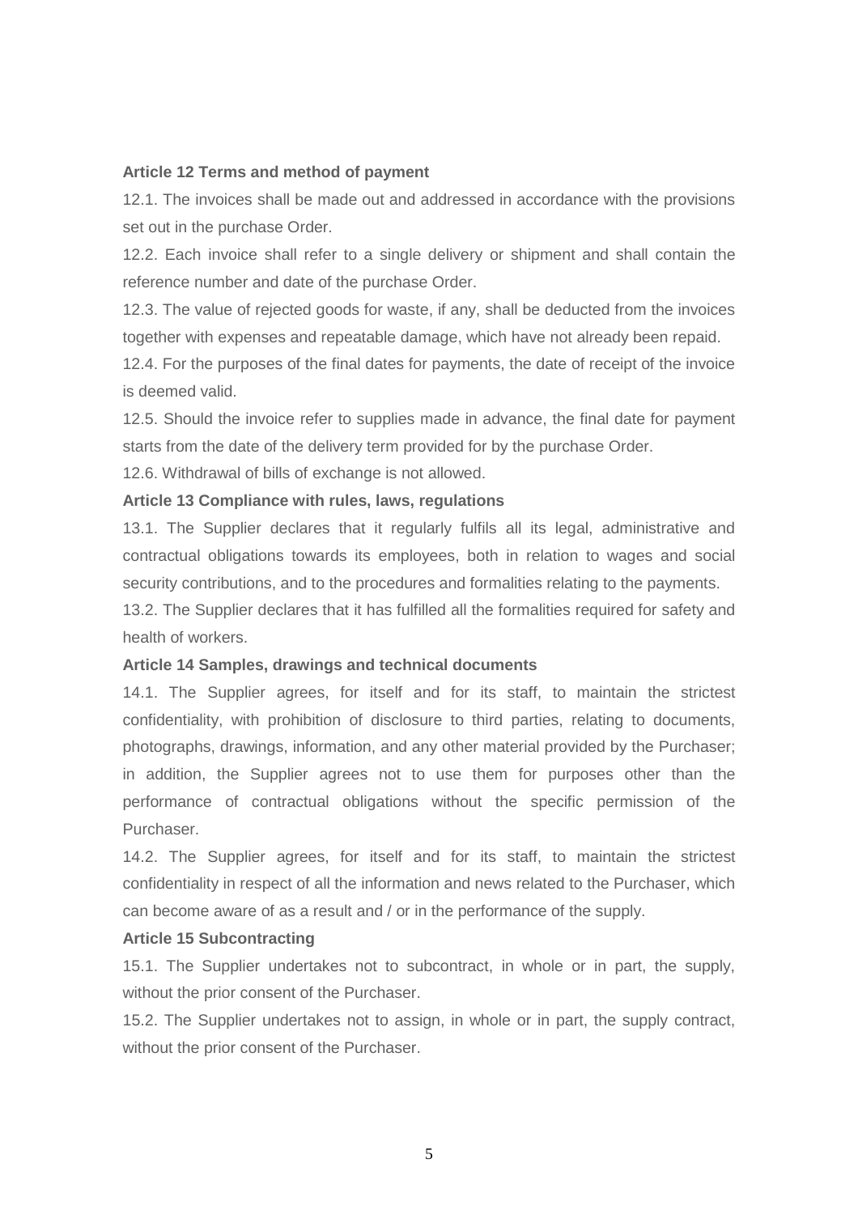**Article 12 Terms and method of payment**

12.1. The invoices shall be made out and addressed in accordance with the provisions set out in the purchase Order.

12.2. Each invoice shall refer to a single delivery or shipment and shall contain the reference number and date of the purchase Order.

12.3. The value of rejected goods for waste, if any, shall be deducted from the invoices together with expenses and repeatable damage, which have not already been repaid.

12.4. For the purposes of the final dates for payments, the date of receipt of the invoice is deemed valid.

12.5. Should the invoice refer to supplies made in advance, the final date for payment starts from the date of the delivery term provided for by the purchase Order.

12.6. Withdrawal of bills of exchange is not allowed.

**Article 13 Compliance with rules, laws, regulations**

13.1. The Supplier declares that it regularly fulfils all its legal, administrative and contractual obligations towards its employees, both in relation to wages and social security contributions, and to the procedures and formalities relating to the payments.

13.2. The Supplier declares that it has fulfilled all the formalities required for safety and health of workers.

**Article 14 Samples, drawings and technical documents**

14.1. The Supplier agrees, for itself and for its staff, to maintain the strictest confidentiality, with prohibition of disclosure to third parties, relating to documents, photographs, drawings, information, and any other material provided by the Purchaser; in addition, the Supplier agrees not to use them for purposes other than the performance of contractual obligations without the specific permission of the Purchaser.

14.2. The Supplier agrees, for itself and for its staff, to maintain the strictest confidentiality in respect of all the information and news related to the Purchaser, which can become aware of as a result and / or in the performance of the supply.

**Article 15 Subcontracting**

15.1. The Supplier undertakes not to subcontract, in whole or in part, the supply, without the prior consent of the Purchaser.

15.2. The Supplier undertakes not to assign, in whole or in part, the supply contract, without the prior consent of the Purchaser.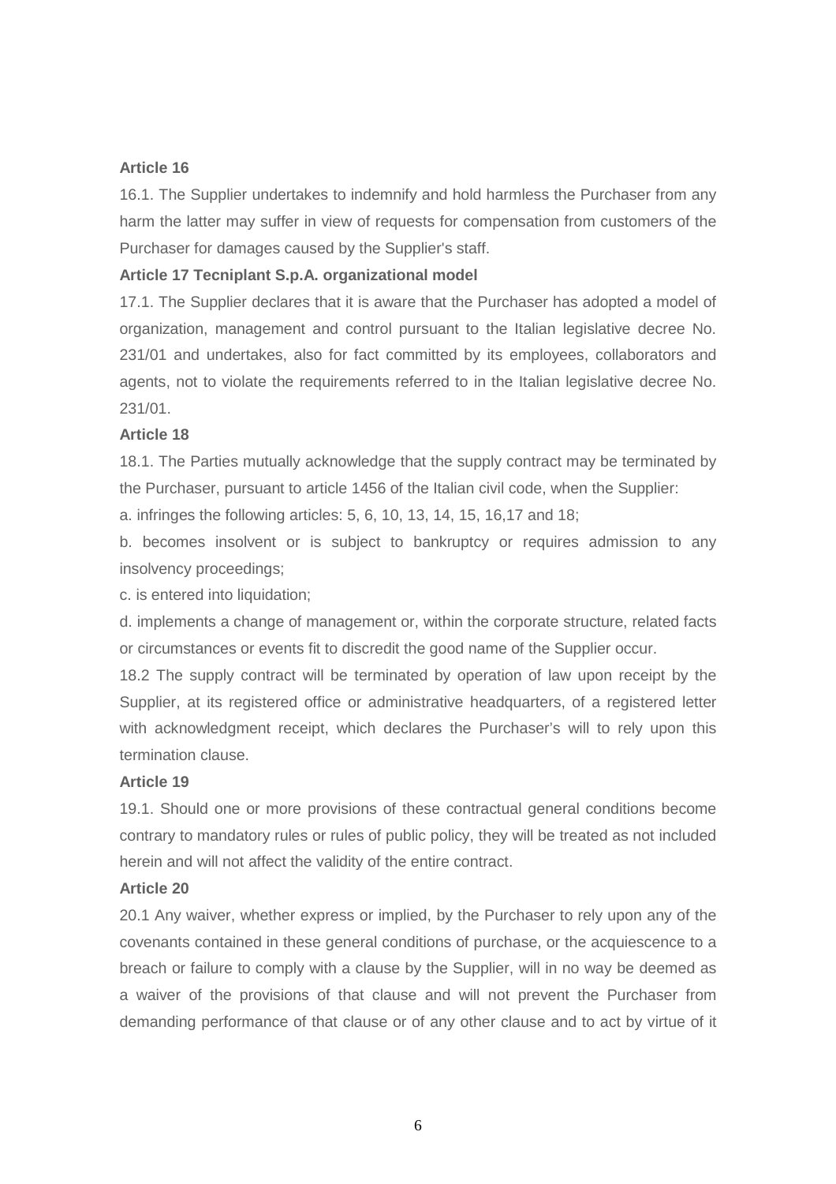**Article 16**

16.1. The Supplier undertakes to indemnify and hold harmless the Purchaser from any harm the latter may suffer in view of requests for compensation from customers of the Purchaser for damages caused by the Supplier's staff.

**Article 17 Tecniplant S.p.A. organizational model**

17.1. The Supplier declares that it is aware that the Purchaser has adopted a model of organization, management and control pursuant to the Italian legislative decree No. 231/01 and undertakes, also for fact committed by its employees, collaborators and agents, not to violate the requirements referred to in the Italian legislative decree No. 231/01.

**Article 18**

18.1. The Parties mutually acknowledge that the supply contract may be terminated by the Purchaser, pursuant to article 1456 of the Italian civil code, when the Supplier:

a. infringes the following articles: 5, 6, 10, 13, 14, 15, 16,17 and 18;

b. becomes insolvent or is subject to bankruptcy or requires admission to any insolvency proceedings;

c. is entered into liquidation;

d. implements a change of management or, within the corporate structure, related facts or circumstances or events fit to discredit the good name of the Supplier occur.

18.2 The supply contract will be terminated by operation of law upon receipt by the Supplier, at its registered office or administrative headquarters, of a registered letter with acknowledgment receipt, which declares the Purchaser's will to rely upon this termination clause.

**Article 19**

19.1. Should one or more provisions of these contractual general conditions become contrary to mandatory rules or rules of public policy, they will be treated as not included herein and will not affect the validity of the entire contract.

**Article 20**

20.1 Any waiver, whether express or implied, by the Purchaser to rely upon any of the covenants contained in these general conditions of purchase, or the acquiescence to a breach or failure to comply with a clause by the Supplier, will in no way be deemed as a waiver of the provisions of that clause and will not prevent the Purchaser from demanding performance of that clause or of any other clause and to act by virtue of it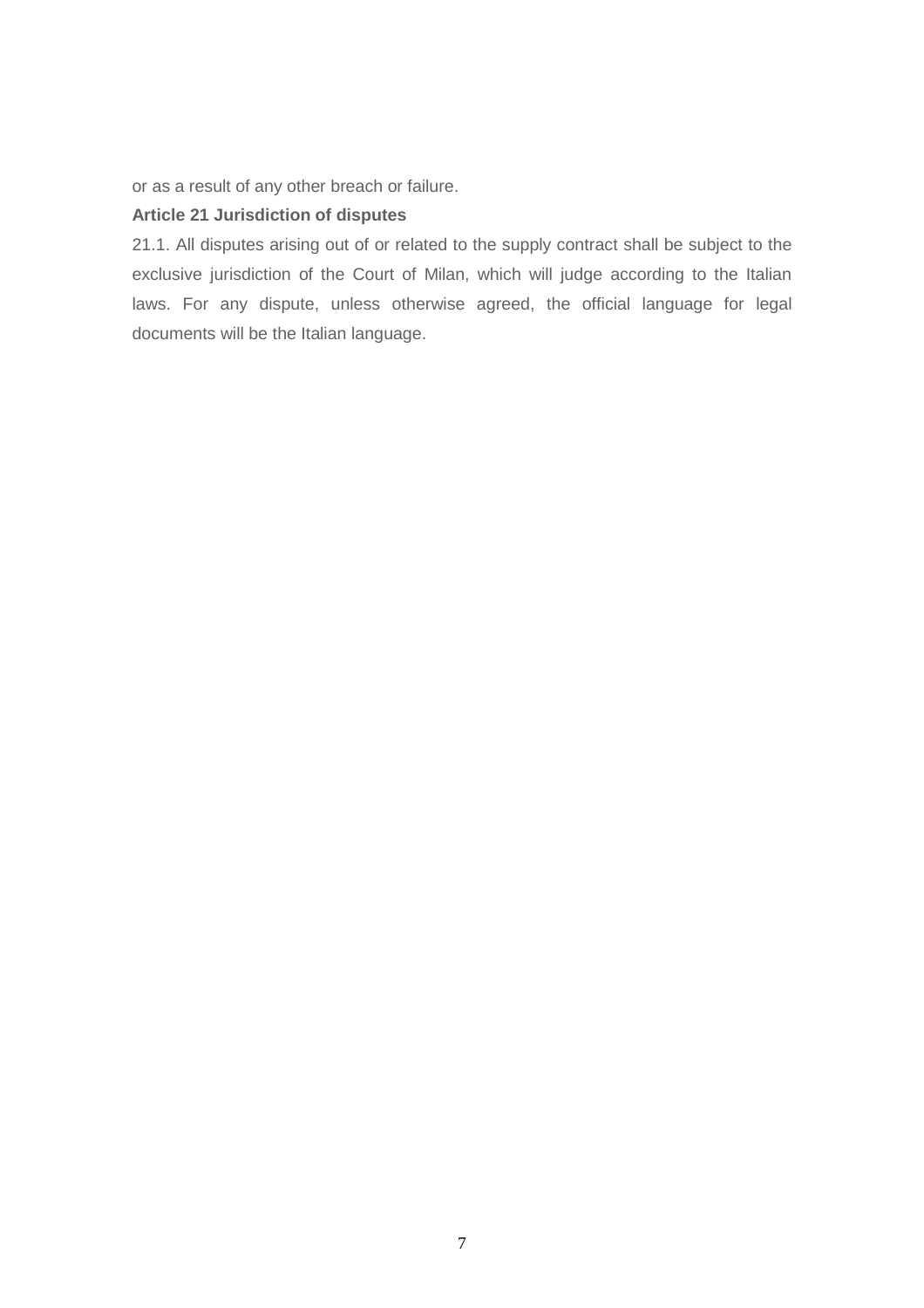or as a result of any other breach or failure.

**Article 21 Jurisdiction of disputes**

21.1. All disputes arising out of or related to the supply contract shall be subject to the exclusive jurisdiction of the Court of Milan, which will judge according to the Italian laws. For any dispute, unless otherwise agreed, the official language for legal documents will be the Italian language.